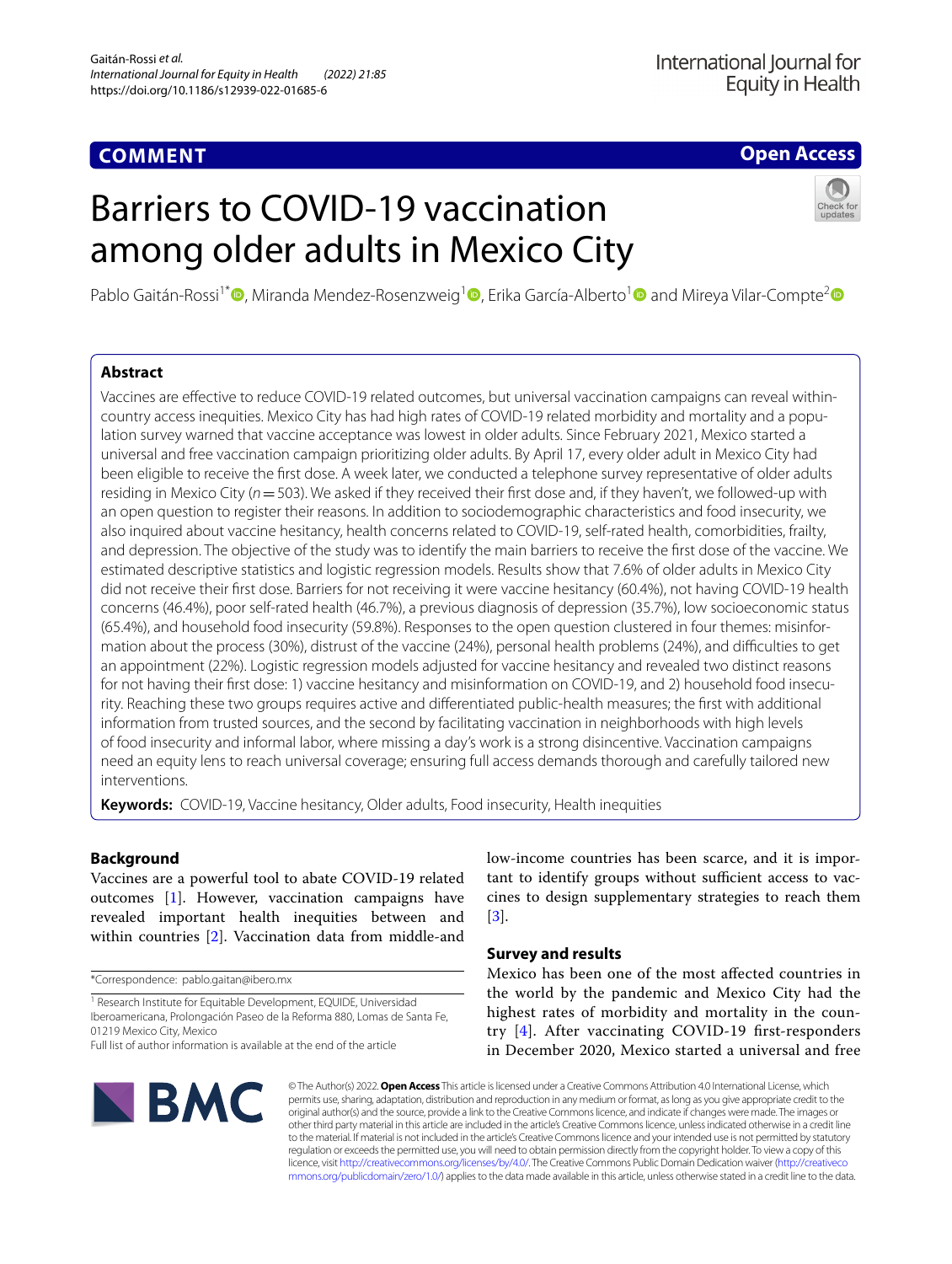COMMENT

Open Access

# Barriers to COVID-19 vaccination among older adults in Mexico City

Pablo Gaitán-Rossi[1*], Miranda Mendez-Rosenzweig[1], Erika García-Alberto[1] and Mireya Vilar-Compte[2]

## Abstract

Vaccines are effective to reduce COVID-19 related outcomes, but universal vaccination campaigns can reveal within-country access inequities. Mexico City has had high rates of COVID-19 related morbidity and mortality and a population survey warned that vaccine acceptance was lowest in older adults. Since February 2021, Mexico started a universal and free vaccination campaign prioritizing older adults. By April 17, every older adult in Mexico City had been eligible to receive the first dose. A week later, we conducted a telephone survey representative of older adults residing in Mexico City ($n = 503$). We asked if they received their first dose and, if they haven't, we followed-up with an open question to register their reasons. In addition to sociodemographic characteristics and food insecurity, we also inquired about vaccine hesitancy, health concerns related to COVID-19, self-rated health, comorbidities, frailty, and depression. The objective of the study was to identify the main barriers to receive the first dose of the vaccine. We estimated descriptive statistics and logistic regression models. Results show that 7.6% of older adults in Mexico City did not receive their first dose. Barriers for not receiving it were vaccine hesitancy (60.4%), not having COVID-19 health concerns (46.4%), poor self-rated health (46.7%), a previous diagnosis of depression (35.7%), low socioeconomic status (65.4%), and household food insecurity (59.8%). Responses to the open question clustered in four themes: misinformation about the process (30%), distrust of the vaccine (24%), personal health problems (24%), and difficulties to get an appointment (22%). Logistic regression models adjusted for vaccine hesitancy and revealed two distinct reasons for not having their first dose: 1) vaccine hesitancy and misinformation on COVID-19, and 2) household food insecurity. Reaching these two groups requires active and differentiated public-health measures; the first with additional information from trusted sources, and the second by facilitating vaccination in neighborhoods with high levels of food insecurity and informal labor, where missing a day's work is a strong disincentive. Vaccination campaigns need an equity lens to reach universal coverage; ensuring full access demands thorough and carefully tailored new interventions.

**Keywords:** COVID-19, Vaccine hesitancy, Older adults, Food insecurity, Health inequities

## Background

Vaccines are a powerful tool to abate COVID-19 related outcomes [1]. However, vaccination campaigns have revealed important health inequities between and within countries [2]. Vaccination data from middle-and low-income countries has been scarce, and it is important to identify groups without sufficient access to vaccines to design supplementary strategies to reach them [3].

## Survey and results

Mexico has been one of the most affected countries in the world by the pandemic and Mexico City had the highest rates of morbidity and mortality in the country [4]. After vaccinating COVID-19 first-responders in December 2020, Mexico started a universal and free

*Correspondence: pablo.gaitan@ibero.mx

[1] Research Institute for Equitable Development, EQUIDE, Universidad Iberoamericana, Prolongación Paseo de la Reforma 880, Lomas de Santa Fe, 01219 Mexico City, Mexico

Full list of author information is available at the end of the article

© The Author(s) 2022. **Open Access** This article is licensed under a Creative Commons Attribution 4.0 International License, which permits use, sharing, adaptation, distribution and reproduction in any medium or format, as long as you give appropriate credit to the original author(s) and the source, provide a link to the Creative Commons licence, and indicate if changes were made. The images or other third party material in this article are included in the article's Creative Commons licence, unless indicated otherwise in a credit line to the material. If material is not included in the article's Creative Commons licence and your intended use is not permitted by statutory regulation or exceeds the permitted use, you will need to obtain permission directly from the copyright holder. To view a copy of this licence, visit http://creativecommons.org/licenses/by/4.0/. The Creative Commons Public Domain Dedication waiver (http://creativecommons.org/publicdomain/zero/1.0/) applies to the data made available in this article, unless otherwise stated in a credit line to the data.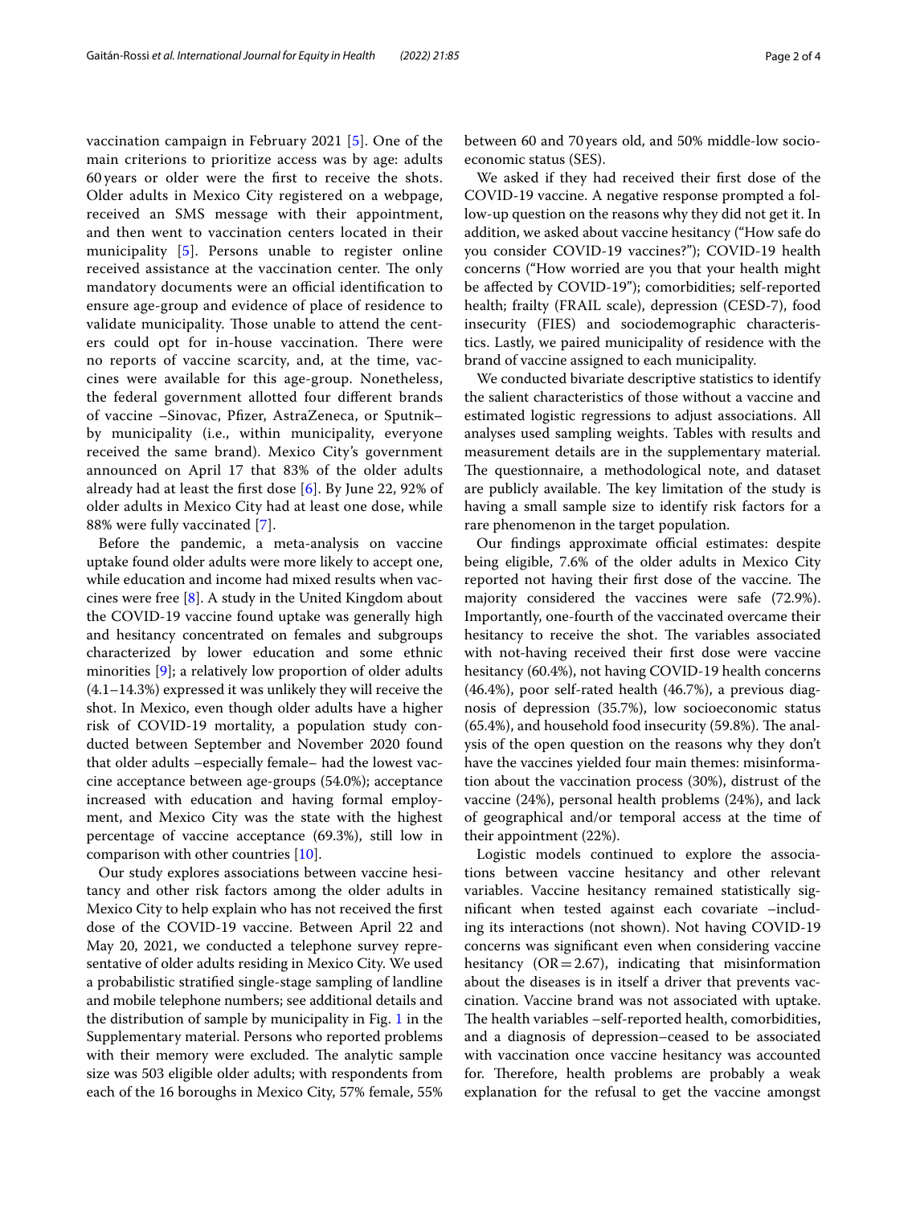vaccination campaign in February 2021 [5]. One of the main criterions to prioritize access was by age: adults 60 years or older were the first to receive the shots. Older adults in Mexico City registered on a webpage, received an SMS message with their appointment, and then went to vaccination centers located in their municipality [5]. Persons unable to register online received assistance at the vaccination center. The only mandatory documents were an official identification to ensure age-group and evidence of place of residence to validate municipality. Those unable to attend the centers could opt for in-house vaccination. There were no reports of vaccine scarcity, and, at the time, vaccines were available for this age-group. Nonetheless, the federal government allotted four different brands of vaccine –Sinovac, Pfizer, AstraZeneca, or Sputnik– by municipality (i.e., within municipality, everyone received the same brand). Mexico City's government announced on April 17 that 83% of the older adults already had at least the first dose [6]. By June 22, 92% of older adults in Mexico City had at least one dose, while 88% were fully vaccinated [7].

Before the pandemic, a meta-analysis on vaccine uptake found older adults were more likely to accept one, while education and income had mixed results when vaccines were free [8]. A study in the United Kingdom about the COVID-19 vaccine found uptake was generally high and hesitancy concentrated on females and subgroups characterized by lower education and some ethnic minorities [9]; a relatively low proportion of older adults (4.1–14.3%) expressed it was unlikely they will receive the shot. In Mexico, even though older adults have a higher risk of COVID-19 mortality, a population study conducted between September and November 2020 found that older adults –especially female– had the lowest vaccine acceptance between age-groups (54.0%); acceptance increased with education and having formal employment, and Mexico City was the state with the highest percentage of vaccine acceptance (69.3%), still low in comparison with other countries [10].

Our study explores associations between vaccine hesitancy and other risk factors among the older adults in Mexico City to help explain who has not received the first dose of the COVID-19 vaccine. Between April 22 and May 20, 2021, we conducted a telephone survey representative of older adults residing in Mexico City. We used a probabilistic stratified single-stage sampling of landline and mobile telephone numbers; see additional details and the distribution of sample by municipality in Fig. 1 in the Supplementary material. Persons who reported problems with their memory were excluded. The analytic sample size was 503 eligible older adults; with respondents from each of the 16 boroughs in Mexico City, 57% female, 55% between 60 and 70 years old, and 50% middle-low socioeconomic status (SES).

We asked if they had received their first dose of the COVID-19 vaccine. A negative response prompted a follow-up question on the reasons why they did not get it. In addition, we asked about vaccine hesitancy ("How safe do you consider COVID-19 vaccines?"); COVID-19 health concerns ("How worried are you that your health might be affected by COVID-19"); comorbidities; self-reported health; frailty (FRAIL scale), depression (CESD-7), food insecurity (FIES) and sociodemographic characteristics. Lastly, we paired municipality of residence with the brand of vaccine assigned to each municipality.

We conducted bivariate descriptive statistics to identify the salient characteristics of those without a vaccine and estimated logistic regressions to adjust associations. All analyses used sampling weights. Tables with results and measurement details are in the supplementary material. The questionnaire, a methodological note, and dataset are publicly available. The key limitation of the study is having a small sample size to identify risk factors for a rare phenomenon in the target population.

Our findings approximate official estimates: despite being eligible, 7.6% of the older adults in Mexico City reported not having their first dose of the vaccine. The majority considered the vaccines were safe (72.9%). Importantly, one-fourth of the vaccinated overcame their hesitancy to receive the shot. The variables associated with not-having received their first dose were vaccine hesitancy (60.4%), not having COVID-19 health concerns (46.4%), poor self-rated health (46.7%), a previous diagnosis of depression (35.7%), low socioeconomic status (65.4%), and household food insecurity (59.8%). The analysis of the open question on the reasons why they don't have the vaccines yielded four main themes: misinformation about the vaccination process (30%), distrust of the vaccine (24%), personal health problems (24%), and lack of geographical and/or temporal access at the time of their appointment (22%).

Logistic models continued to explore the associations between vaccine hesitancy and other relevant variables. Vaccine hesitancy remained statistically significant when tested against each covariate –including its interactions (not shown). Not having COVID-19 concerns was significant even when considering vaccine hesitancy (OR = 2.67), indicating that misinformation about the diseases is in itself a driver that prevents vaccination. Vaccine brand was not associated with uptake. The health variables –self-reported health, comorbidities, and a diagnosis of depression–ceased to be associated with vaccination once vaccine hesitancy was accounted for. Therefore, health problems are probably a weak explanation for the refusal to get the vaccine amongst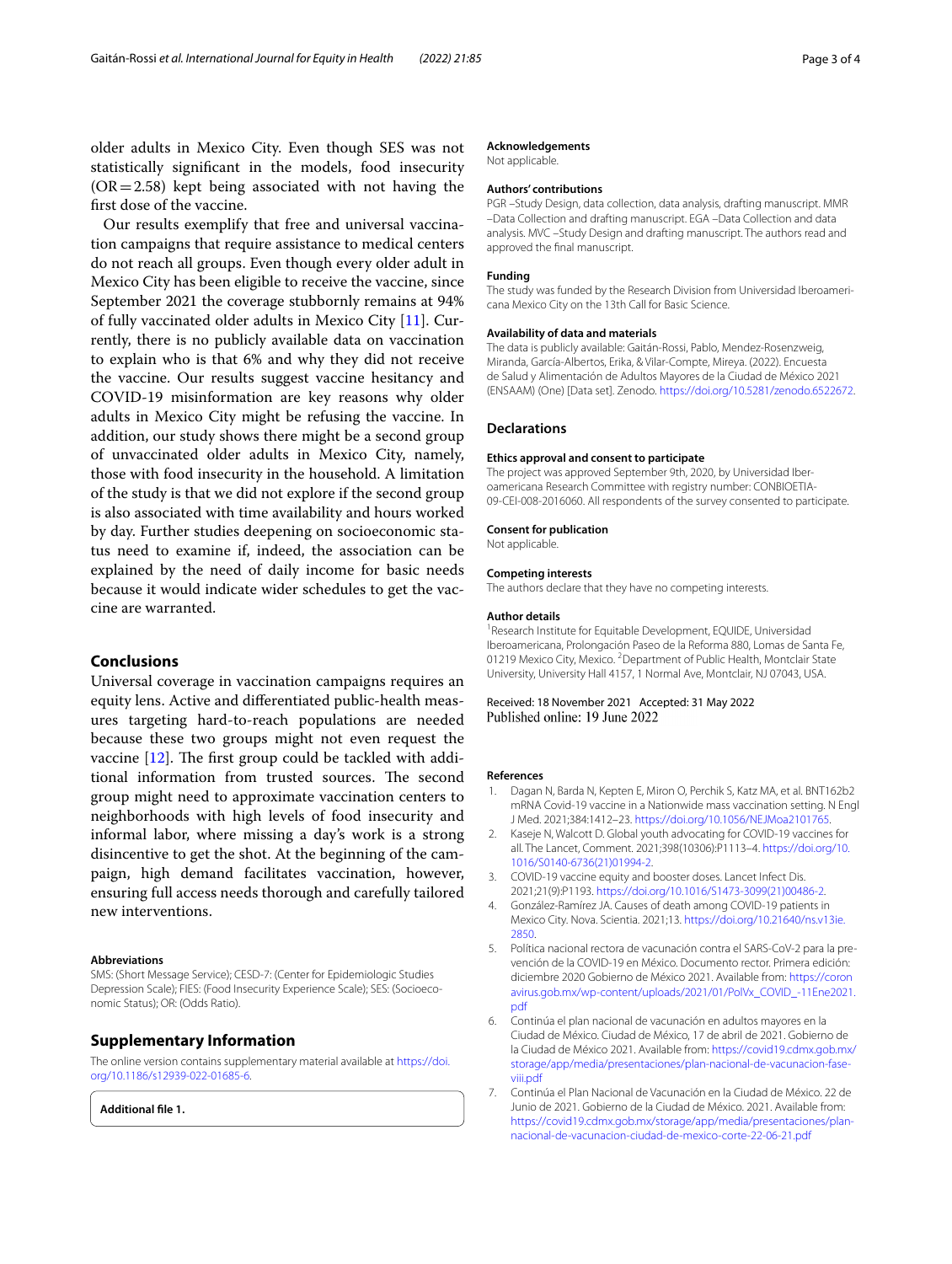older adults in Mexico City. Even though SES was not statistically significant in the models, food insecurity (OR = 2.58) kept being associated with not having the first dose of the vaccine.

Our results exemplify that free and universal vaccination campaigns that require assistance to medical centers do not reach all groups. Even though every older adult in Mexico City has been eligible to receive the vaccine, since September 2021 the coverage stubbornly remains at 94% of fully vaccinated older adults in Mexico City [11]. Currently, there is no publicly available data on vaccination to explain who is that 6% and why they did not receive the vaccine. Our results suggest vaccine hesitancy and COVID-19 misinformation are key reasons why older adults in Mexico City might be refusing the vaccine. In addition, our study shows there might be a second group of unvaccinated older adults in Mexico City, namely, those with food insecurity in the household. A limitation of the study is that we did not explore if the second group is also associated with time availability and hours worked by day. Further studies deepening on socioeconomic status need to examine if, indeed, the association can be explained by the need of daily income for basic needs because it would indicate wider schedules to get the vaccine are warranted.

## Conclusions

Universal coverage in vaccination campaigns requires an equity lens. Active and differentiated public-health measures targeting hard-to-reach populations are needed because these two groups might not even request the vaccine [12]. The first group could be tackled with additional information from trusted sources. The second group might need to approximate vaccination centers to neighborhoods with high levels of food insecurity and informal labor, where missing a day's work is a strong disincentive to get the shot. At the beginning of the campaign, high demand facilitates vaccination, however, ensuring full access needs thorough and carefully tailored new interventions.

### Abbreviations

SMS: (Short Message Service); CESD-7: (Center for Epidemiologic Studies Depression Scale); FIES: (Food Insecurity Experience Scale); SES: (Socioeconomic Status); OR: (Odds Ratio).

## Supplementary Information

The online version contains supplementary material available at https://doi.org/10.1186/s12939-022-01685-6.

**Additional file 1.**

### Acknowledgements

Not applicable.

### Authors' contributions

PGR –Study Design, data collection, data analysis, drafting manuscript. MMR –Data Collection and drafting manuscript. EGA –Data Collection and data analysis. MVC –Study Design and drafting manuscript. The authors read and approved the final manuscript.

### Funding

The study was funded by the Research Division from Universidad Iberoamericana Mexico City on the 13th Call for Basic Science.

### Availability of data and materials

The data is publicly available: Gaitán-Rossi, Pablo, Mendez-Rosenzweig, Miranda, García-Albertos, Erika, & Vilar-Compte, Mireya. (2022). Encuesta de Salud y Alimentación de Adultos Mayores de la Ciudad de México 2021 (ENSAAM) (One) [Data set]. Zenodo. https://doi.org/10.5281/zenodo.6522672.

## Declarations

### Ethics approval and consent to participate

The project was approved September 9th, 2020, by Universidad Iberoamericana Research Committee with registry number: CONBIOETIA-09-CEI-008-2016060. All respondents of the survey consented to participate.

### Consent for publication

Not applicable.

### Competing interests

The authors declare that they have no competing interests.

### Author details

[1]Research Institute for Equitable Development, EQUIDE, Universidad Iberoamericana, Prolongación Paseo de la Reforma 880, Lomas de Santa Fe, 01219 Mexico City, Mexico. [2]Department of Public Health, Montclair State University, University Hall 4157, 1 Normal Ave, Montclair, NJ 07043, USA.

Received: 18 November 2021 Accepted: 31 May 2022
Published online: 19 June 2022

### References

1. Dagan N, Barda N, Kepten E, Miron O, Perchik S, Katz MA, et al. BNT162b2 mRNA Covid-19 vaccine in a Nationwide mass vaccination setting. N Engl J Med. 2021;384:1412–23. https://doi.org/10.1056/NEJMoa2101765.
2. Kaseje N, Walcott D. Global youth advocating for COVID-19 vaccines for all. The Lancet, Comment. 2021;398(10306):P1113–4. https://doi.org/10.1016/S0140-6736(21)01994-2.
3. COVID-19 vaccine equity and booster doses. Lancet Infect Dis. 2021;21(9):P1193. https://doi.org/10.1016/S1473-3099(21)00486-2.
4. González-Ramírez JA. Causes of death among COVID-19 patients in Mexico City. Nova. Scientia. 2021;13. https://doi.org/10.21640/ns.v13ie.2850.
5. Política nacional rectora de vacunación contra el SARS-CoV-2 para la prevención de la COVID-19 en México. Documento rector. Primera edición: diciembre 2020 Gobierno de México 2021. Available from: https://coronavirus.gob.mx/wp-content/uploads/2021/01/PolVx_COVID_-11Ene2021.pdf
6. Continúa el plan nacional de vacunación en adultos mayores en la Ciudad de México. Ciudad de México, 17 de abril de 2021. Gobierno de la Ciudad de México 2021. Available from: https://covid19.cdmx.gob.mx/storage/app/media/presentaciones/plan-nacional-de-vacunacion-fase-viii.pdf
7. Continúa el Plan Nacional de Vacunación en la Ciudad de México. 22 de Junio de 2021. Gobierno de la Ciudad de México. 2021. Available from: https://covid19.cdmx.gob.mx/storage/app/media/presentaciones/plan-nacional-de-vacunacion-ciudad-de-mexico-corte-22-06-21.pdf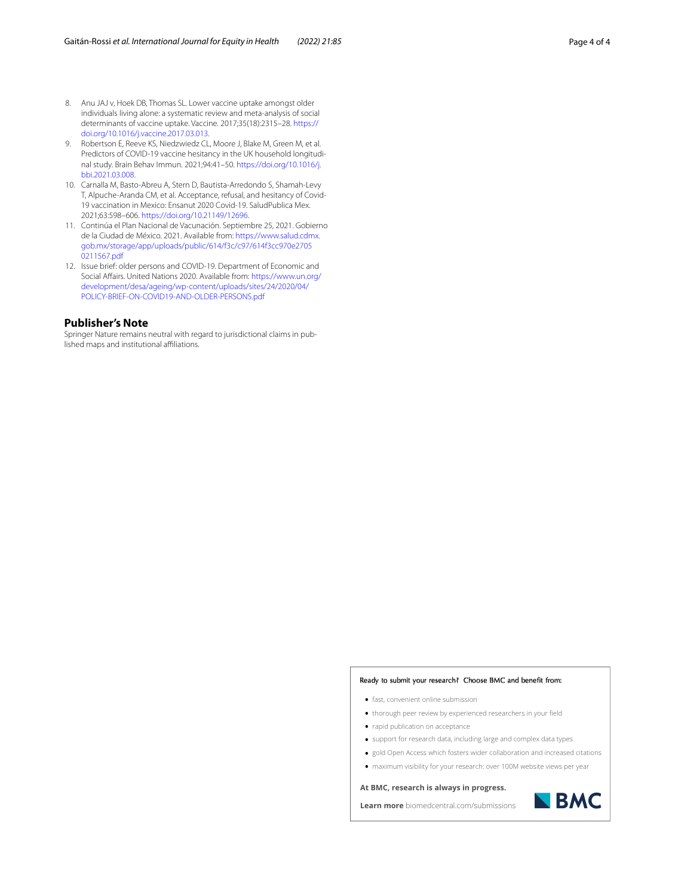8. Anu JAJ v, Hoek DB, Thomas SL. Lower vaccine uptake amongst older individuals living alone: a systematic review and meta-analysis of social determinants of vaccine uptake. Vaccine. 2017;35(18):2315–28. https://doi.org/10.1016/j.vaccine.2017.03.013.
9. Robertson E, Reeve KS, Niedzwiedz CL, Moore J, Blake M, Green M, et al. Predictors of COVID-19 vaccine hesitancy in the UK household longitudinal study. Brain Behav Immun. 2021;94:41–50. https://doi.org/10.1016/j.bbi.2021.03.008.
10. Carnalla M, Basto-Abreu A, Stern D, Bautista-Arredondo S, Shamah-Levy T, Alpuche-Aranda CM, et al. Acceptance, refusal, and hesitancy of Covid-19 vaccination in Mexico: Ensanut 2020 Covid-19. SaludPublica Mex. 2021;63:598–606. https://doi.org/10.21149/12696.
11. Continúa el Plan Nacional de Vacunación. Septiembre 25, 2021. Gobierno de la Ciudad de México. 2021. Available from: https://www.salud.cdmx.gob.mx/storage/app/uploads/public/614/f3c/c97/614f3cc970e27050211567.pdf
12. Issue brief: older persons and COVID-19. Department of Economic and Social Affairs. United Nations 2020. Available from: https://www.un.org/development/desa/ageing/wp-content/uploads/sites/24/2020/04/POLICY-BRIEF-ON-COVID19-AND-OLDER-PERSONS.pdf

## Publisher's Note

Springer Nature remains neutral with regard to jurisdictional claims in published maps and institutional affiliations.

Ready to submit your research? Choose BMC and benefit from:

- fast, convenient online submission
- thorough peer review by experienced researchers in your field
- rapid publication on acceptance
- support for research data, including large and complex data types
- gold Open Access which fosters wider collaboration and increased citations
- maximum visibility for your research: over 100M website views per year

**At BMC, research is always in progress.**

**Learn more** biomedcentral.com/submissions

BMC